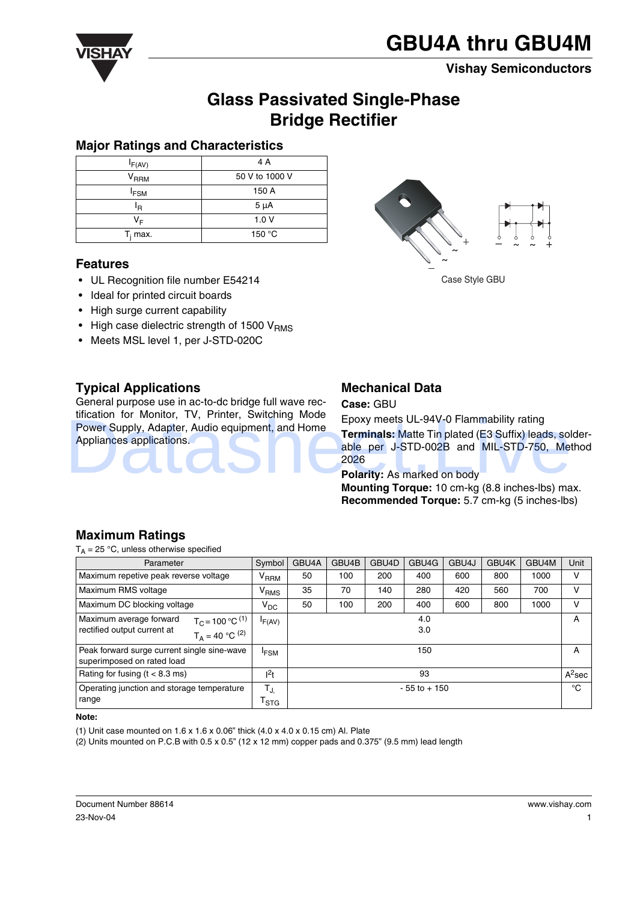# GBU4A thru GBU4M

Vishay Semiconductors

## Glass Passivated Single-Phase Bridge Rectifier

### Major Ratings and Characteristics

| | |
|---|---|
| $I_{F(AV)}$ | 4 A |
| $V_{RRM}$ | 50 V to 1000 V |
| $I_{FSM}$ | 150 A |
| $I_R$ | 5 µA |
| $V_F$ | 1.0 V |
| $T_j$ max. | 150 °C |

Case Style GBU

### Features

- UL Recognition file number E54214
- Ideal for printed circuit boards
- High surge current capability
- High case dielectric strength of 1500 $V_{RMS}$
- Meets MSL level 1, per J-STD-020C

### Typical Applications

General purpose use in ac-to-dc bridge full wave rectification for Monitor, TV, Printer, Switching Mode Power Supply, Adapter, Audio equipment, and Home Appliances applications.

### Mechanical Data

**Case:** GBU
Epoxy meets UL-94V-0 Flammability rating
**Terminals:** Matte Tin plated (E3 Suffix) leads, solderable per J-STD-002B and MIL-STD-750, Method 2026
**Polarity:** As marked on body
**Mounting Torque:** 10 cm-kg (8.8 inches-lbs) max.
**Recommended Torque:** 5.7 cm-kg (5 inches-lbs)

### Maximum Ratings

$T_A$ = 25 °C, unless otherwise specified

| Parameter | Symbol | GBU4A | GBU4B | GBU4D | GBU4G | GBU4J | GBU4K | GBU4M | Unit |
|---|---|---|---|---|---|---|---|---|---|
| Maximum repetive peak reverse voltage | $V_{RRM}$ | 50 | 100 | 200 | 400 | 600 | 800 | 1000 | V |
| Maximum RMS voltage | $V_{RMS}$ | 35 | 70 | 140 | 280 | 420 | 560 | 700 | V |
| Maximum DC blocking voltage | $V_{DC}$ | 50 | 100 | 200 | 400 | 600 | 800 | 1000 | V |
| Maximum average forward rectified output current at $T_C$ = 100 °C (1) / $T_A$ = 40 °C (2) | $I_{F(AV)}$ | 4.0 / 3.0 | | | | | | | A |
| Peak forward surge current single sine-wave superimposed on rated load | $I_{FSM}$ | 150 | | | | | | | A |
| Rating for fusing (t < 8.3 ms) | $I^2t$ | 93 | | | | | | | $A^2$sec |
| Operating junction and storage temperature range | $T_J$, $T_{STG}$ | - 55 to + 150 | | | | | | | °C |

**Note:**

(1) Unit case mounted on 1.6 x 1.6 x 0.06" thick (4.0 x 4.0 x 0.15 cm) Al. Plate
(2) Units mounted on P.C.B with 0.5 x 0.5" (12 x 12 mm) copper pads and 0.375" (9.5 mm) lead length

Document Number 88614
23-Nov-04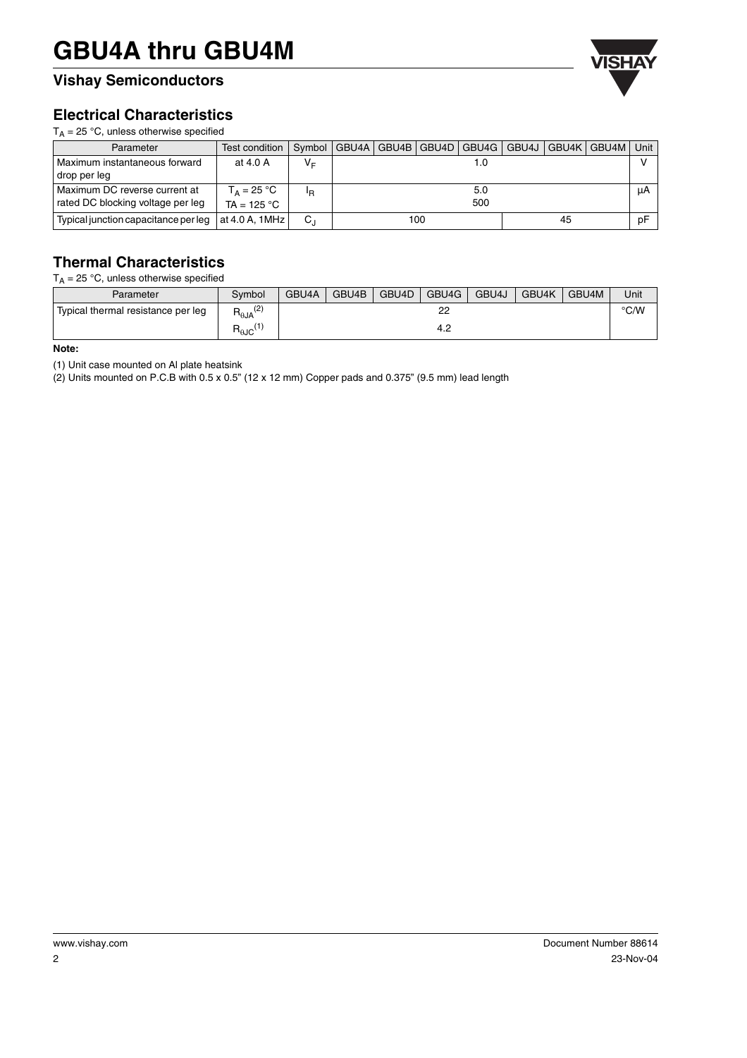# GBU4A thru GBU4M

## Vishay Semiconductors

## Electrical Characteristics

$T_A$ = 25 °C, unless otherwise specified

| Parameter | Test condition | Symbol | GBU4A | GBU4B | GBU4D | GBU4G | GBU4J | GBU4K | GBU4M | Unit |
|---|---|---|---|---|---|---|---|---|---|---|
| Maximum instantaneous forward drop per leg | at 4.0 A | $V_F$ | 1.0 | | | | | | | V |
| Maximum DC reverse current at rated DC blocking voltage per leg | $T_A$ = 25 °C<br>TA = 125 °C | $I_R$ | 5.0<br>500 | | | | | | | µA |
| Typical junction capacitance per leg | at 4.0 A, 1MHz | $C_J$ | 100 | | | | 45 | | | pF |

## Thermal Characteristics

$T_A$ = 25 °C, unless otherwise specified

| Parameter | Symbol | GBU4A | GBU4B | GBU4D | GBU4G | GBU4J | GBU4K | GBU4M | Unit |
|---|---|---|---|---|---|---|---|---|---|
| Typical thermal resistance per leg | $R_{\theta JA}$[(2)] | 22 | | | | | | | °C/W |
| | $R_{\theta JC}$[(1)] | 4.2 | | | | | | | |

**Note:**

(1) Unit case mounted on Al plate heatsink

(2) Units mounted on P.C.B with 0.5 x 0.5" (12 x 12 mm) Copper pads and 0.375" (9.5 mm) lead length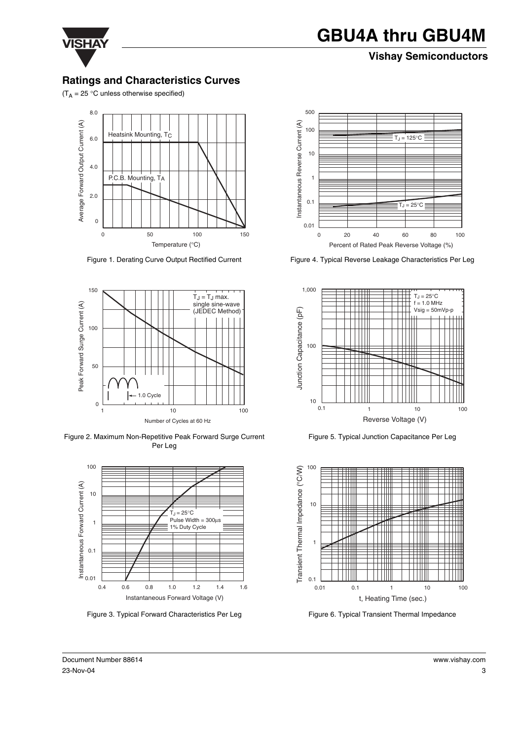## Ratings and Characteristics Curves

($T_A$ = 25 °C unless otherwise specified)

Figure 1. Derating Curve Output Rectified Current

Figure 2. Maximum Non-Repetitive Peak Forward Surge Current Per Leg

Figure 3. Typical Forward Characteristics Per Leg

Figure 4. Typical Reverse Leakage Characteristics Per Leg

Figure 5. Typical Junction Capacitance Per Leg

Figure 6. Typical Transient Thermal Impedance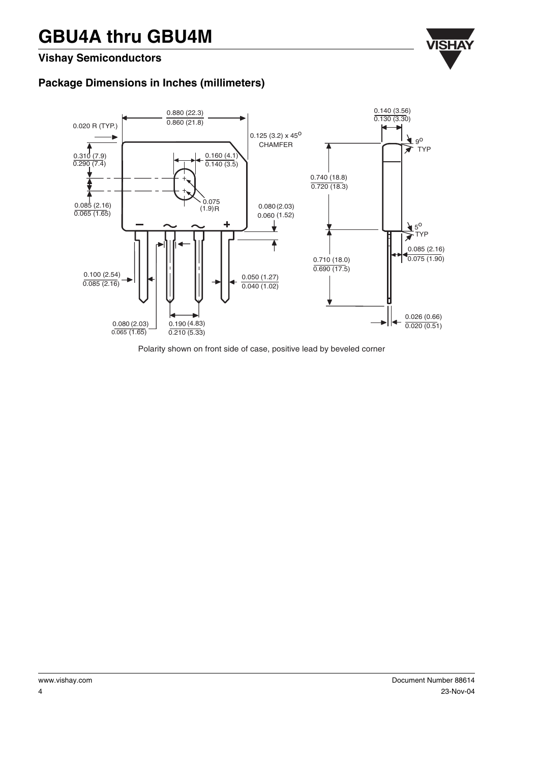# GBU4A thru GBU4M

## Vishay Semiconductors

### Package Dimensions in Inches (millimeters)

0.880 (22.3)
0.860 (21.8)

0.020 R (TYP.)

0.125 (3.2) x 45° CHAMFER

0.310 (7.9)
0.290 (7.4)

0.160 (4.1)
0.140 (3.5)

0.085 (2.16)
0.065 (1.65)

0.075 (1.9)R

0.080 (2.03)
0.060 (1.52)

0.100 (2.54)
0.085 (2.16)

0.050 (1.27)
0.040 (1.02)

0.080 (2.03)
0.065 (1.65)

0.190 (4.83)
0.210 (5.33)

0.140 (3.56)
0.130 (3.30)

9° TYP

0.740 (18.8)
0.720 (18.3)

5° TYP

0.085 (2.16)
0.075 (1.90)

0.710 (18.0)
0.690 (17.5)

0.026 (0.66)
0.020 (0.51)

Polarity shown on front side of case, positive lead by beveled corner